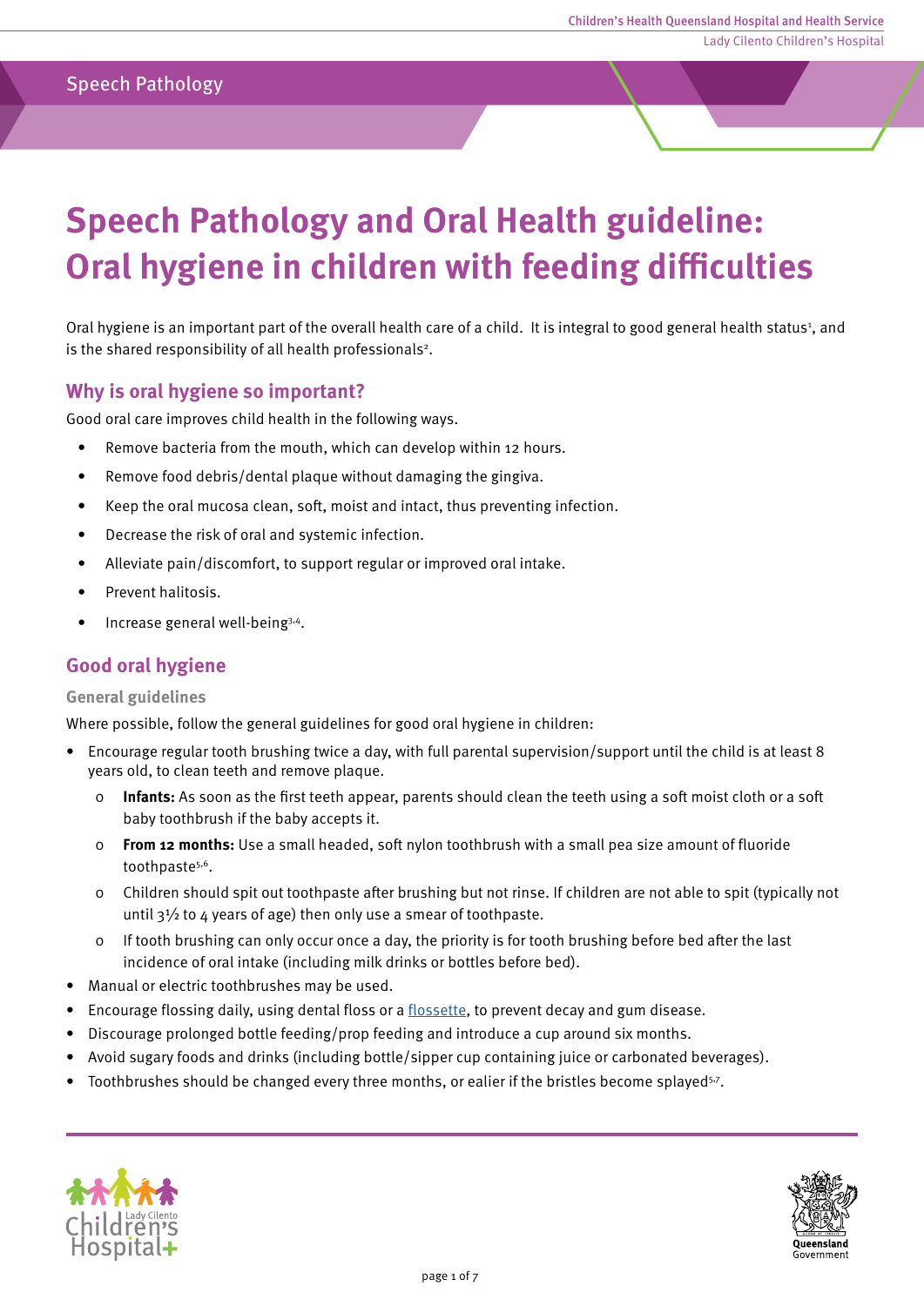# Speech Pathology and Oral Health guideline: Oral hygiene in children with feeding difficulties

Oral hygiene is an important part of the overall health care of a child. It is integral to good general health status[1], and is the shared responsibility of all health professionals[2].

## Why is oral hygiene so important?

Good oral care improves child health in the following ways.

- Remove bacteria from the mouth, which can develop within 12 hours.
- Remove food debris/dental plaque without damaging the gingiva.
- Keep the oral mucosa clean, soft, moist and intact, thus preventing infection.
- Decrease the risk of oral and systemic infection.
- Alleviate pain/discomfort, to support regular or improved oral intake.
- Prevent halitosis.
- Increase general well-being[3,4].

## Good oral hygiene

### General guidelines

Where possible, follow the general guidelines for good oral hygiene in children:

- Encourage regular tooth brushing twice a day, with full parental supervision/support until the child is at least 8 years old, to clean teeth and remove plaque.
  - **Infants:** As soon as the first teeth appear, parents should clean the teeth using a soft moist cloth or a soft baby toothbrush if the baby accepts it.
  - **From 12 months:** Use a small headed, soft nylon toothbrush with a small pea size amount of fluoride toothpaste[5,6].
  - Children should spit out toothpaste after brushing but not rinse. If children are not able to spit (typically not until 3½ to 4 years of age) then only use a smear of toothpaste.
  - If tooth brushing can only occur once a day, the priority is for tooth brushing before bed after the last incidence of oral intake (including milk drinks or bottles before bed).
- Manual or electric toothbrushes may be used.
- Encourage flossing daily, using dental floss or a flossette, to prevent decay and gum disease.
- Discourage prolonged bottle feeding/prop feeding and introduce a cup around six months.
- Avoid sugary foods and drinks (including bottle/sipper cup containing juice or carbonated beverages).
- Toothbrushes should be changed every three months, or ealier if the bristles become splayed[5,7].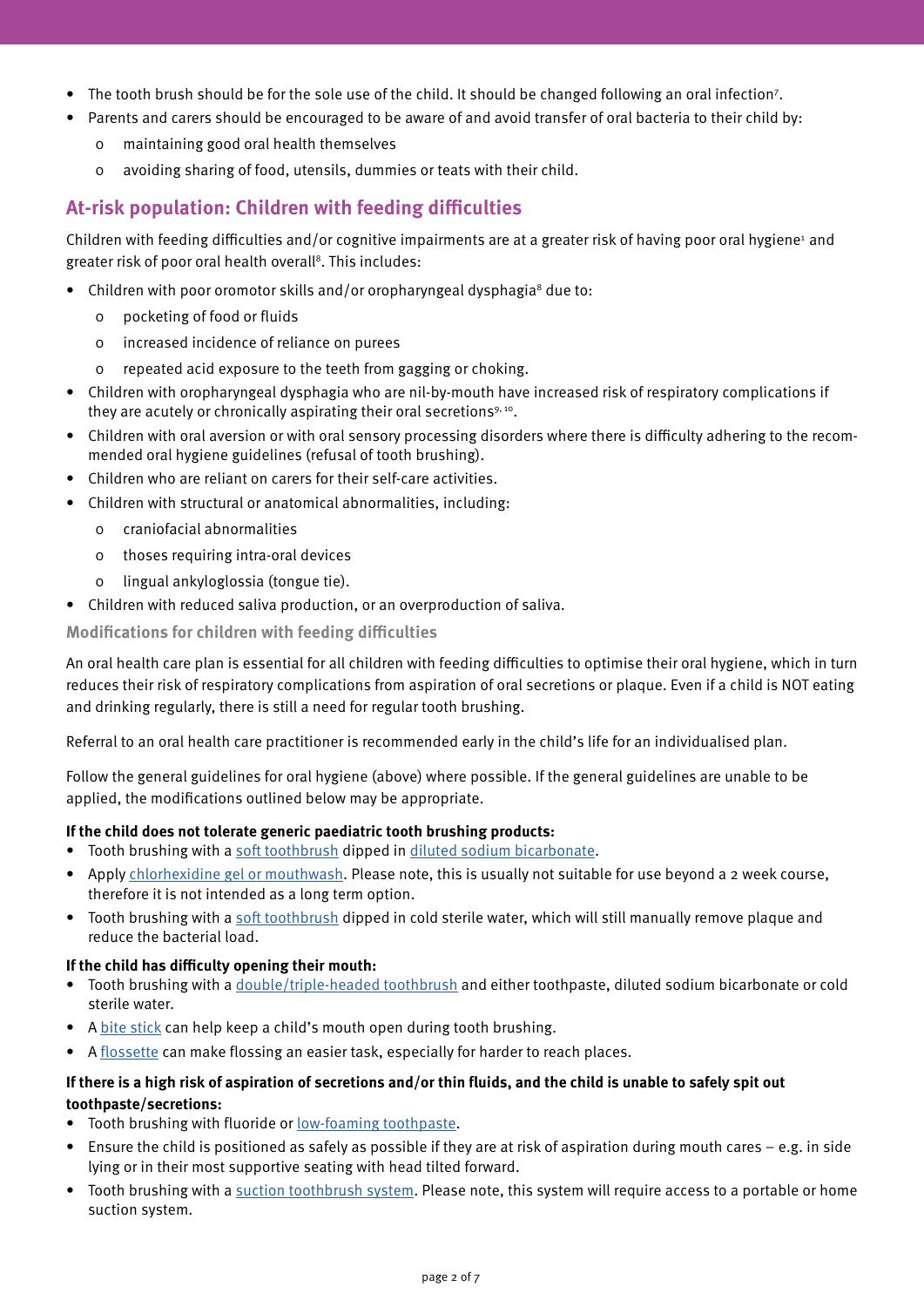- The tooth brush should be for the sole use of the child. It should be changed following an oral infection[7].
- Parents and carers should be encouraged to be aware of and avoid transfer of oral bacteria to their child by:
  - maintaining good oral health themselves
  - avoiding sharing of food, utensils, dummies or teats with their child.

## At-risk population: Children with feeding difficulties

Children with feeding difficulties and/or cognitive impairments are at a greater risk of having poor oral hygiene[1] and greater risk of poor oral health overall[8]. This includes:

- Children with poor oromotor skills and/or oropharyngeal dysphagia[8] due to:
  - pocketing of food or fluids
  - increased incidence of reliance on purees
  - repeated acid exposure to the teeth from gagging or choking.
- Children with oropharyngeal dysphagia who are nil-by-mouth have increased risk of respiratory complications if they are acutely or chronically aspirating their oral secretions[9,10].
- Children with oral aversion or with oral sensory processing disorders where there is difficulty adhering to the recommended oral hygiene guidelines (refusal of tooth brushing).
- Children who are reliant on carers for their self-care activities.
- Children with structural or anatomical abnormalities, including:
  - craniofacial abnormalities
  - thoses requiring intra-oral devices
  - lingual ankyloglossia (tongue tie).
- Children with reduced saliva production, or an overproduction of saliva.

### Modifications for children with feeding difficulties

An oral health care plan is essential for all children with feeding difficulties to optimise their oral hygiene, which in turn reduces their risk of respiratory complications from aspiration of oral secretions or plaque. Even if a child is NOT eating and drinking regularly, there is still a need for regular tooth brushing.

Referral to an oral health care practitioner is recommended early in the child's life for an individualised plan.

Follow the general guidelines for oral hygiene (above) where possible. If the general guidelines are unable to be applied, the modifications outlined below may be appropriate.

**If the child does not tolerate generic paediatric tooth brushing products:**

- Tooth brushing with a soft toothbrush dipped in diluted sodium bicarbonate.
- Apply chlorhexidine gel or mouthwash. Please note, this is usually not suitable for use beyond a 2 week course, therefore it is not intended as a long term option.
- Tooth brushing with a soft toothbrush dipped in cold sterile water, which will still manually remove plaque and reduce the bacterial load.

**If the child has difficulty opening their mouth:**

- Tooth brushing with a double/triple-headed toothbrush and either toothpaste, diluted sodium bicarbonate or cold sterile water.
- A bite stick can help keep a child's mouth open during tooth brushing.
- A flossette can make flossing an easier task, especially for harder to reach places.

**If there is a high risk of aspiration of secretions and/or thin fluids, and the child is unable to safely spit out toothpaste/secretions:**

- Tooth brushing with fluoride or low-foaming toothpaste.
- Ensure the child is positioned as safely as possible if they are at risk of aspiration during mouth cares – e.g. in side lying or in their most supportive seating with head tilted forward.
- Tooth brushing with a suction toothbrush system. Please note, this system will require access to a portable or home suction system.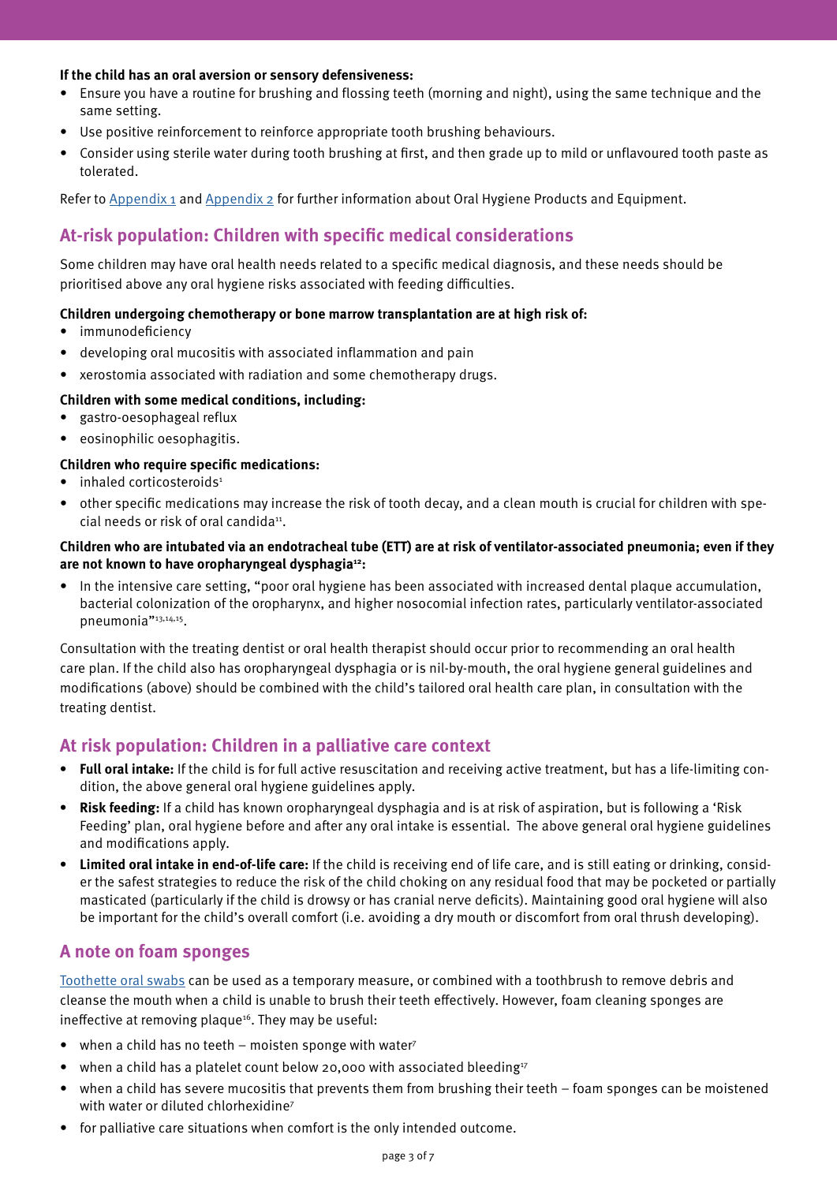**If the child has an oral aversion or sensory defensiveness:**

- Ensure you have a routine for brushing and flossing teeth (morning and night), using the same technique and the same setting.
- Use positive reinforcement to reinforce appropriate tooth brushing behaviours.
- Consider using sterile water during tooth brushing at first, and then grade up to mild or unflavoured tooth paste as tolerated.

Refer to Appendix 1 and Appendix 2 for further information about Oral Hygiene Products and Equipment.

## At-risk population: Children with specific medical considerations

Some children may have oral health needs related to a specific medical diagnosis, and these needs should be prioritised above any oral hygiene risks associated with feeding difficulties.

**Children undergoing chemotherapy or bone marrow transplantation are at high risk of:**

- immunodeficiency
- developing oral mucositis with associated inflammation and pain
- xerostomia associated with radiation and some chemotherapy drugs.

**Children with some medical conditions, including:**

- gastro-oesophageal reflux
- eosinophilic oesophagitis.

**Children who require specific medications:**

- inhaled corticosteroids[1]
- other specific medications may increase the risk of tooth decay, and a clean mouth is crucial for children with special needs or risk of oral candida[11].

**Children who are intubated via an endotracheal tube (ETT) are at risk of ventilator-associated pneumonia; even if they are not known to have oropharyngeal dysphagia[12]:**

- In the intensive care setting, "poor oral hygiene has been associated with increased dental plaque accumulation, bacterial colonization of the oropharynx, and higher nosocomial infection rates, particularly ventilator-associated pneumonia"[13,14,15].

Consultation with the treating dentist or oral health therapist should occur prior to recommending an oral health care plan. If the child also has oropharyngeal dysphagia or is nil-by-mouth, the oral hygiene general guidelines and modifications (above) should be combined with the child's tailored oral health care plan, in consultation with the treating dentist.

## At risk population: Children in a palliative care context

- **Full oral intake:** If the child is for full active resuscitation and receiving active treatment, but has a life-limiting condition, the above general oral hygiene guidelines apply.
- **Risk feeding:** If a child has known oropharyngeal dysphagia and is at risk of aspiration, but is following a 'Risk Feeding' plan, oral hygiene before and after any oral intake is essential. The above general oral hygiene guidelines and modifications apply.
- **Limited oral intake in end-of-life care:** If the child is receiving end of life care, and is still eating or drinking, consider the safest strategies to reduce the risk of the child choking on any residual food that may be pocketed or partially masticated (particularly if the child is drowsy or has cranial nerve deficits). Maintaining good oral hygiene will also be important for the child's overall comfort (i.e. avoiding a dry mouth or discomfort from oral thrush developing).

## A note on foam sponges

Toothette oral swabs can be used as a temporary measure, or combined with a toothbrush to remove debris and cleanse the mouth when a child is unable to brush their teeth effectively. However, foam cleaning sponges are ineffective at removing plaque[16]. They may be useful:

- when a child has no teeth – moisten sponge with water[7]
- when a child has a platelet count below 20,000 with associated bleeding[17]
- when a child has severe mucositis that prevents them from brushing their teeth – foam sponges can be moistened with water or diluted chlorhexidine[7]
- for palliative care situations when comfort is the only intended outcome.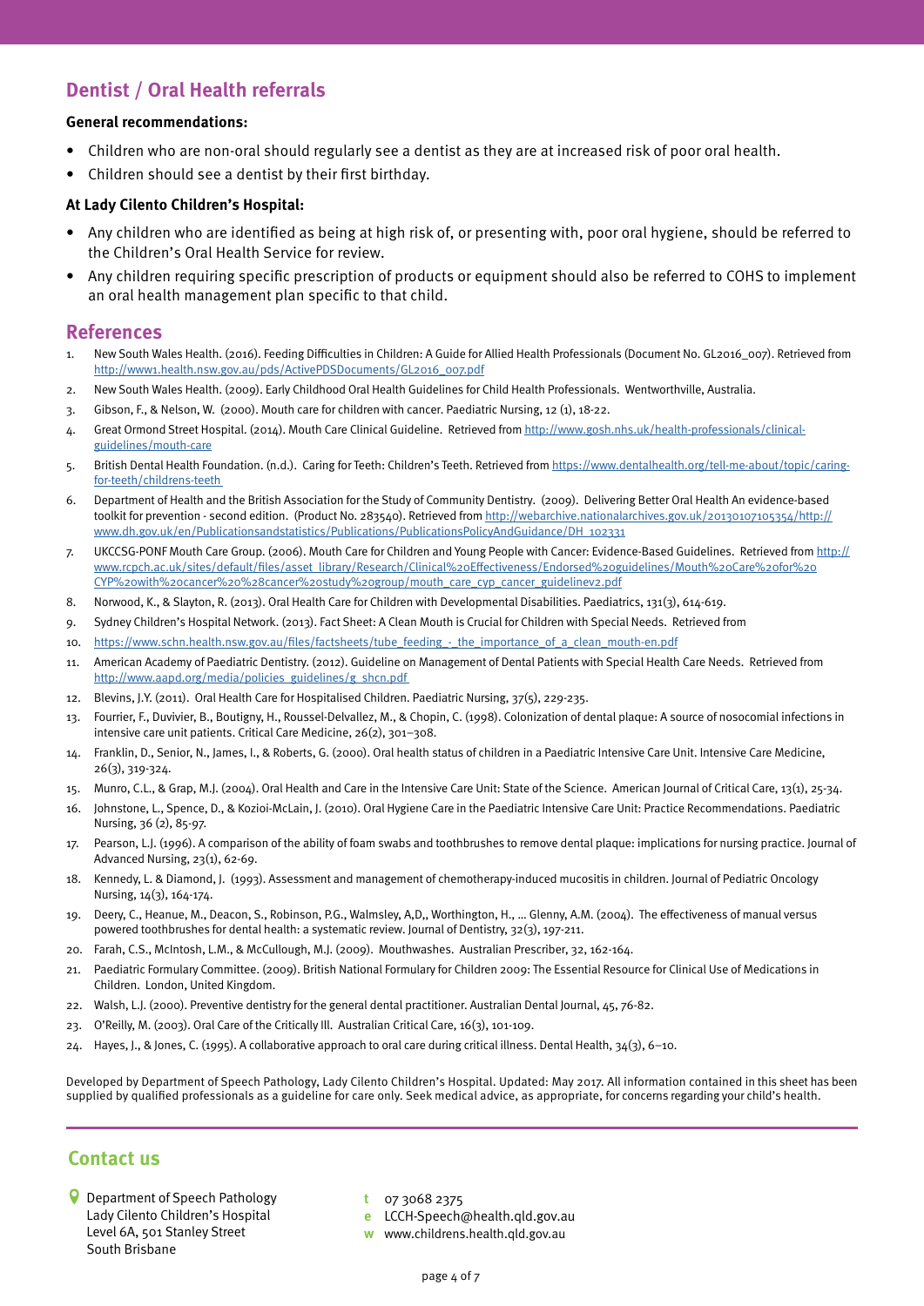## Dentist / Oral Health referrals

**General recommendations:**

- Children who are non-oral should regularly see a dentist as they are at increased risk of poor oral health.
- Children should see a dentist by their first birthday.

**At Lady Cilento Children's Hospital:**

- Any children who are identified as being at high risk of, or presenting with, poor oral hygiene, should be referred to the Children's Oral Health Service for review.
- Any children requiring specific prescription of products or equipment should also be referred to COHS to implement an oral health management plan specific to that child.

## References

1. New South Wales Health. (2016). Feeding Difficulties in Children: A Guide for Allied Health Professionals (Document No. GL2016_007). Retrieved from http://www1.health.nsw.gov.au/pds/ActivePDSDocuments/GL2016_007.pdf
2. New South Wales Health. (2009). Early Childhood Oral Health Guidelines for Child Health Professionals. Wentworthville, Australia.
3. Gibson, F., & Nelson, W. (2000). Mouth care for children with cancer. Paediatric Nursing, 12 (1), 18-22.
4. Great Ormond Street Hospital. (2014). Mouth Care Clinical Guideline. Retrieved from http://www.gosh.nhs.uk/health-professionals/clinical-guidelines/mouth-care
5. British Dental Health Foundation. (n.d.). Caring for Teeth: Children's Teeth. Retrieved from https://www.dentalhealth.org/tell-me-about/topic/caring-for-teeth/childrens-teeth
6. Department of Health and the British Association for the Study of Community Dentistry. (2009). Delivering Better Oral Health An evidence-based toolkit for prevention - second edition. (Product No. 283540). Retrieved from http://webarchive.nationalarchives.gov.uk/20130107105354/http://www.dh.gov.uk/en/Publicationsandstatistics/Publications/PublicationsPolicyAndGuidance/DH_102331
7. UKCCSG-PONF Mouth Care Group. (2006). Mouth Care for Children and Young People with Cancer: Evidence-Based Guidelines. Retrieved from http://www.rcpch.ac.uk/sites/default/files/asset_library/Research/Clinical%20Effectiveness/Endorsed%20guidelines/Mouth%20Care%20for%20CYP%20with%20cancer%20%28cancer%20study%20group/mouth_care_cyp_cancer_guidelinev2.pdf
8. Norwood, K., & Slayton, R. (2013). Oral Health Care for Children with Developmental Disabilities. Paediatrics, 131(3), 614-619.
9. Sydney Children's Hospital Network. (2013). Fact Sheet: A Clean Mouth is Crucial for Children with Special Needs. Retrieved from
10. https://www.schn.health.nsw.gov.au/files/factsheets/tube_feeding_-_the_importance_of_a_clean_mouth-en.pdf
11. American Academy of Paediatric Dentistry. (2012). Guideline on Management of Dental Patients with Special Health Care Needs. Retrieved from http://www.aapd.org/media/policies_guidelines/g_shcn.pdf
12. Blevins, J.Y. (2011). Oral Health Care for Hospitalised Children. Paediatric Nursing, 37(5), 229-235.
13. Fourrier, F., Duvivier, B., Boutigny, H., Roussel-Delvallez, M., & Chopin, C. (1998). Colonization of dental plaque: A source of nosocomial infections in intensive care unit patients. Critical Care Medicine, 26(2), 301–308.
14. Franklin, D., Senior, N., James, I., & Roberts, G. (2000). Oral health status of children in a Paediatric Intensive Care Unit. Intensive Care Medicine, 26(3), 319-324.
15. Munro, C.L., & Grap, M.J. (2004). Oral Health and Care in the Intensive Care Unit: State of the Science. American Journal of Critical Care, 13(1), 25-34.
16. Johnstone, L., Spence, D., & Kozioi-McLain, J. (2010). Oral Hygiene Care in the Paediatric Intensive Care Unit: Practice Recommendations. Paediatric Nursing, 36 (2), 85-97.
17. Pearson, L.J. (1996). A comparison of the ability of foam swabs and toothbrushes to remove dental plaque: implications for nursing practice. Journal of Advanced Nursing, 23(1), 62-69.
18. Kennedy, L. & Diamond, J. (1993). Assessment and management of chemotherapy-induced mucositis in children. Journal of Pediatric Oncology Nursing, 14(3), 164-174.
19. Deery, C., Heanue, M., Deacon, S., Robinson, P.G., Walmsley, A,D,, Worthington, H., ... Glenny, A.M. (2004). The effectiveness of manual versus powered toothbrushes for dental health: a systematic review. Journal of Dentistry, 32(3), 197-211.
20. Farah, C.S., McIntosh, L.M., & McCullough, M.J. (2009). Mouthwashes. Australian Prescriber, 32, 162-164.
21. Paediatric Formulary Committee. (2009). British National Formulary for Children 2009: The Essential Resource for Clinical Use of Medications in Children. London, United Kingdom.
22. Walsh, L.J. (2000). Preventive dentistry for the general dental practitioner. Australian Dental Journal, 45, 76-82.
23. O'Reilly, M. (2003). Oral Care of the Critically Ill. Australian Critical Care, 16(3), 101-109.
24. Hayes, J., & Jones, C. (1995). A collaborative approach to oral care during critical illness. Dental Health, 34(3), 6–10.

Developed by Department of Speech Pathology, Lady Cilento Children's Hospital. Updated: May 2017. All information contained in this sheet has been supplied by qualified professionals as a guideline for care only. Seek medical advice, as appropriate, for concerns regarding your child's health.

## Contact us

Department of Speech Pathology
Lady Cilento Children's Hospital
Level 6A, 501 Stanley Street
South Brisbane

**t** 07 3068 2375
**e** LCCH-Speech@health.qld.gov.au
**w** www.childrens.health.qld.gov.au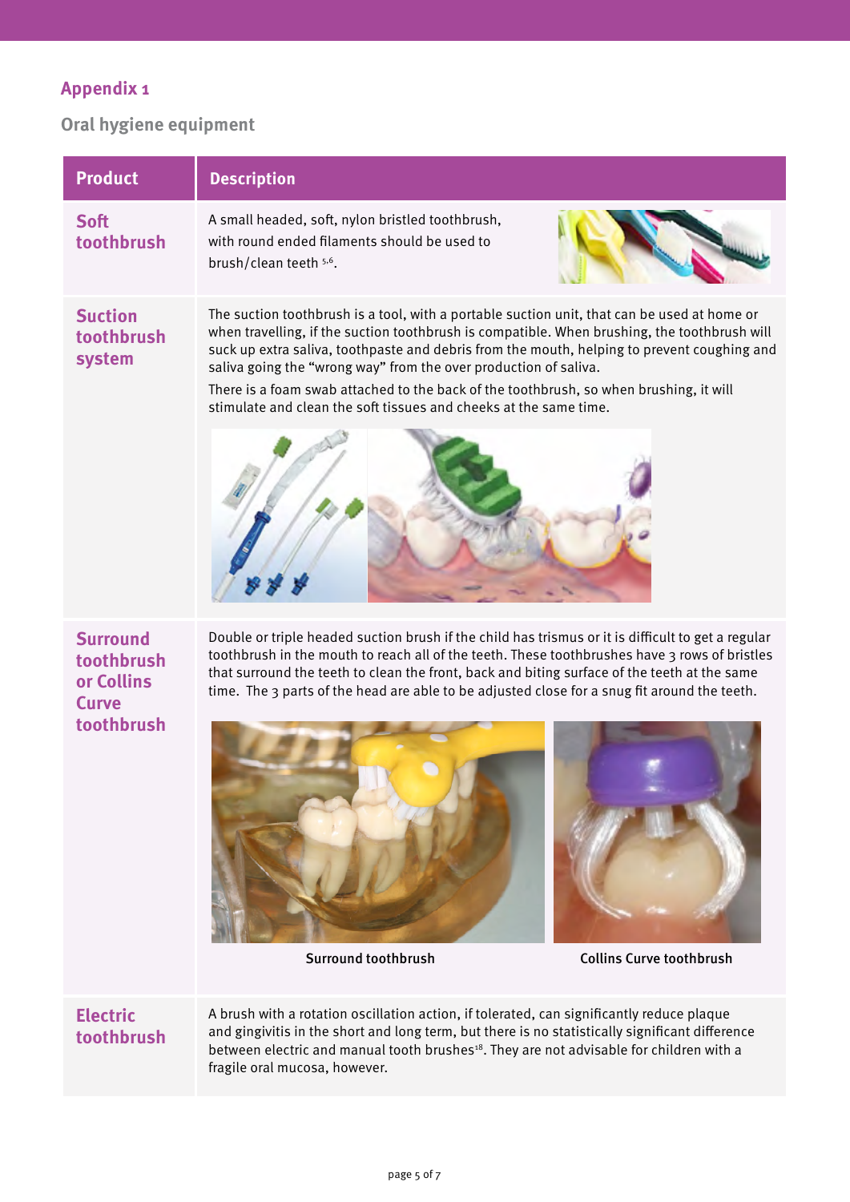## Appendix 1

### Oral hygiene equipment

| Product | Description |
| --- | --- |
| **Soft toothbrush** | A small headed, soft, nylon bristled toothbrush, with round ended filaments should be used to brush/clean teeth [5,6]. |
| **Suction toothbrush system** | The suction toothbrush is a tool, with a portable suction unit, that can be used at home or when travelling, if the suction toothbrush is compatible. When brushing, the toothbrush will suck up extra saliva, toothpaste and debris from the mouth, helping to prevent coughing and saliva going the "wrong way" from the over production of saliva. There is a foam swab attached to the back of the toothbrush, so when brushing, it will stimulate and clean the soft tissues and cheeks at the same time. |
| **Surround toothbrush or Collins Curve toothbrush** | Double or triple headed suction brush if the child has trismus or it is difficult to get a regular toothbrush in the mouth to reach all of the teeth. These toothbrushes have 3 rows of bristles that surround the teeth to clean the front, back and biting surface of the teeth at the same time. The 3 parts of the head are able to be adjusted close for a snug fit around the teeth. Surround toothbrush; Collins Curve toothbrush |
| **Electric toothbrush** | A brush with a rotation oscillation action, if tolerated, can significantly reduce plaque and gingivitis in the short and long term, but there is no statistically significant difference between electric and manual tooth brushes[18]. They are not advisable for children with a fragile oral mucosa, however. |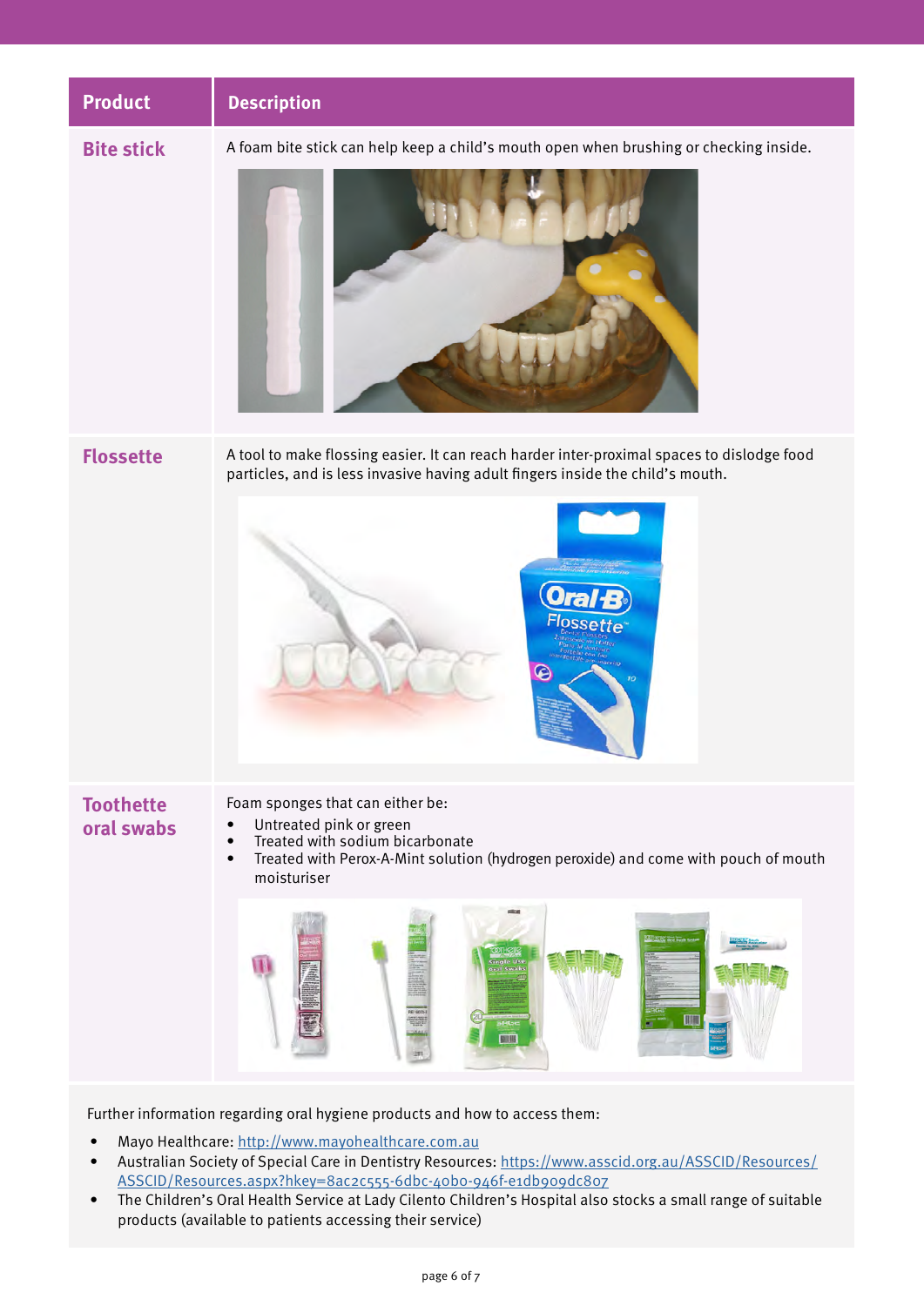| Product | Description |
| --- | --- |
| **Bite stick** | A foam bite stick can help keep a child's mouth open when brushing or checking inside. |
| **Flossette** | A tool to make flossing easier. It can reach harder inter-proximal spaces to dislodge food particles, and is less invasive having adult fingers inside the child's mouth. |
| **Toothette oral swabs** | Foam sponges that can either be:<br>• Untreated pink or green<br>• Treated with sodium bicarbonate<br>• Treated with Perox-A-Mint solution (hydrogen peroxide) and come with pouch of mouth moisturiser |

Further information regarding oral hygiene products and how to access them:

- Mayo Healthcare: http://www.mayohealthcare.com.au
- Australian Society of Special Care in Dentistry Resources: https://www.asscid.org.au/ASSCID/Resources/ASSCID/Resources.aspx?hkey=8ac2c555-6dbc-40b0-946f-e1db909dc807
- The Children's Oral Health Service at Lady Cilento Children's Hospital also stocks a small range of suitable products (available to patients accessing their service)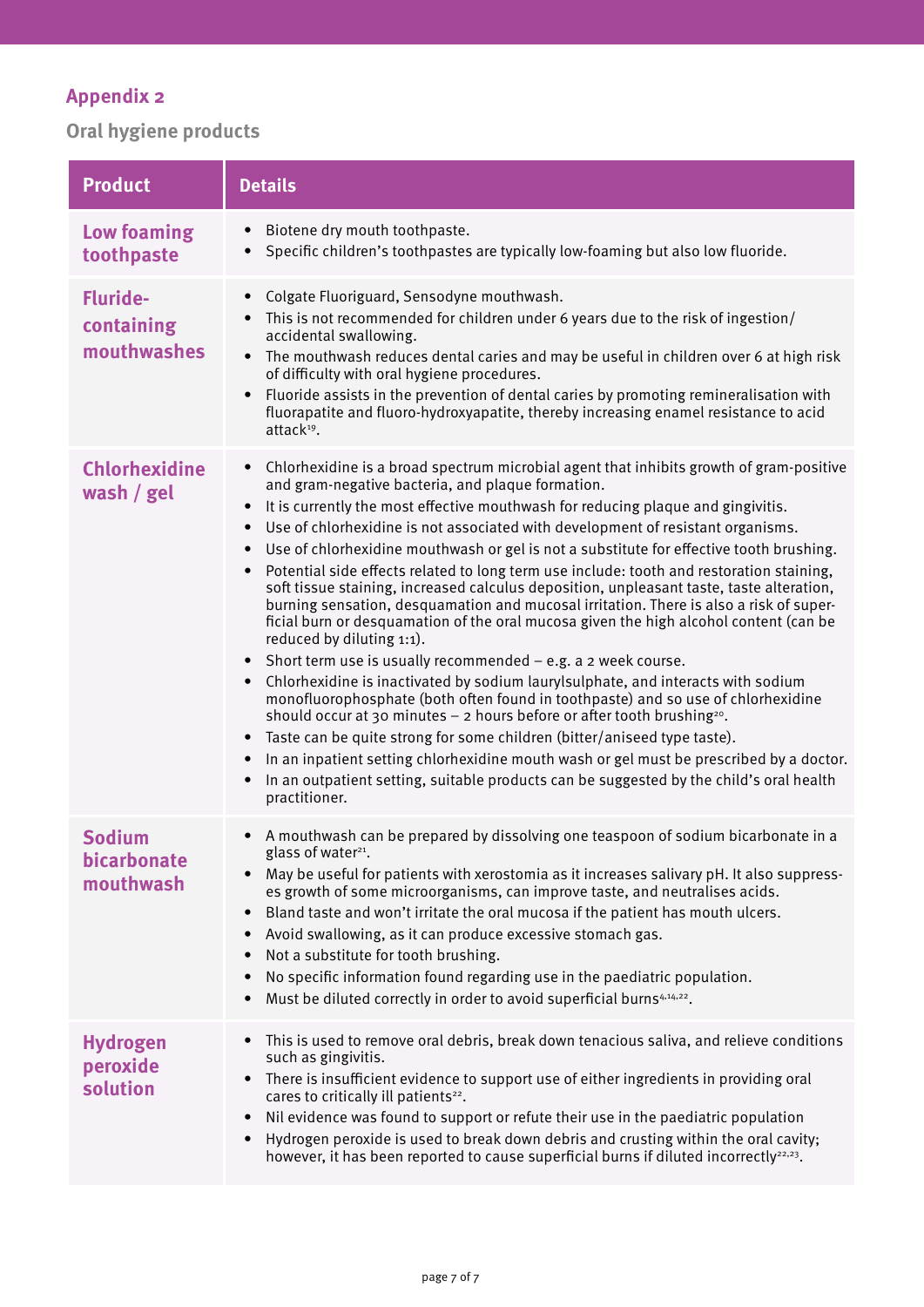## Appendix 2

### Oral hygiene products

| Product | Details |
| --- | --- |
| **Low foaming toothpaste** | • Biotene dry mouth toothpaste.<br>• Specific children's toothpastes are typically low-foaming but also low fluoride. |
| **Fluride-containing mouthwashes** | • Colgate Fluoriguard, Sensodyne mouthwash.<br>• This is not recommended for children under 6 years due to the risk of ingestion/ accidental swallowing.<br>• The mouthwash reduces dental caries and may be useful in children over 6 at high risk of difficulty with oral hygiene procedures.<br>• Fluoride assists in the prevention of dental caries by promoting remineralisation with fluorapatite and fluoro-hydroxyapatite, thereby increasing enamel resistance to acid attack[19]. |
| **Chlorhexidine wash / gel** | • Chlorhexidine is a broad spectrum microbial agent that inhibits growth of gram-positive and gram-negative bacteria, and plaque formation.<br>• It is currently the most effective mouthwash for reducing plaque and gingivitis.<br>• Use of chlorhexidine is not associated with development of resistant organisms.<br>• Use of chlorhexidine mouthwash or gel is not a substitute for effective tooth brushing.<br>• Potential side effects related to long term use include: tooth and restoration staining, soft tissue staining, increased calculus deposition, unpleasant taste, taste alteration, burning sensation, desquamation and mucosal irritation. There is also a risk of superficial burn or desquamation of the oral mucosa given the high alcohol content (can be reduced by diluting 1:1).<br>• Short term use is usually recommended – e.g. a 2 week course.<br>• Chlorhexidine is inactivated by sodium laurylsulphate, and interacts with sodium monofluorophosphate (both often found in toothpaste) and so use of chlorhexidine should occur at 30 minutes – 2 hours before or after tooth brushing[20].<br>• Taste can be quite strong for some children (bitter/aniseed type taste).<br>• In an inpatient setting chlorhexidine mouth wash or gel must be prescribed by a doctor.<br>• In an outpatient setting, suitable products can be suggested by the child's oral health practitioner. |
| **Sodium bicarbonate mouthwash** | • A mouthwash can be prepared by dissolving one teaspoon of sodium bicarbonate in a glass of water[21].<br>• May be useful for patients with xerostomia as it increases salivary pH. It also suppresses growth of some microorganisms, can improve taste, and neutralises acids.<br>• Bland taste and won't irritate the oral mucosa if the patient has mouth ulcers.<br>• Avoid swallowing, as it can produce excessive stomach gas.<br>• Not a substitute for tooth brushing.<br>• No specific information found regarding use in the paediatric population.<br>• Must be diluted correctly in order to avoid superficial burns[4,14,22]. |
| **Hydrogen peroxide solution** | • This is used to remove oral debris, break down tenacious saliva, and relieve conditions such as gingivitis.<br>• There is insufficient evidence to support use of either ingredients in providing oral cares to critically ill patients[22].<br>• Nil evidence was found to support or refute their use in the paediatric population<br>• Hydrogen peroxide is used to break down debris and crusting within the oral cavity; however, it has been reported to cause superficial burns if diluted incorrectly[22,23]. |